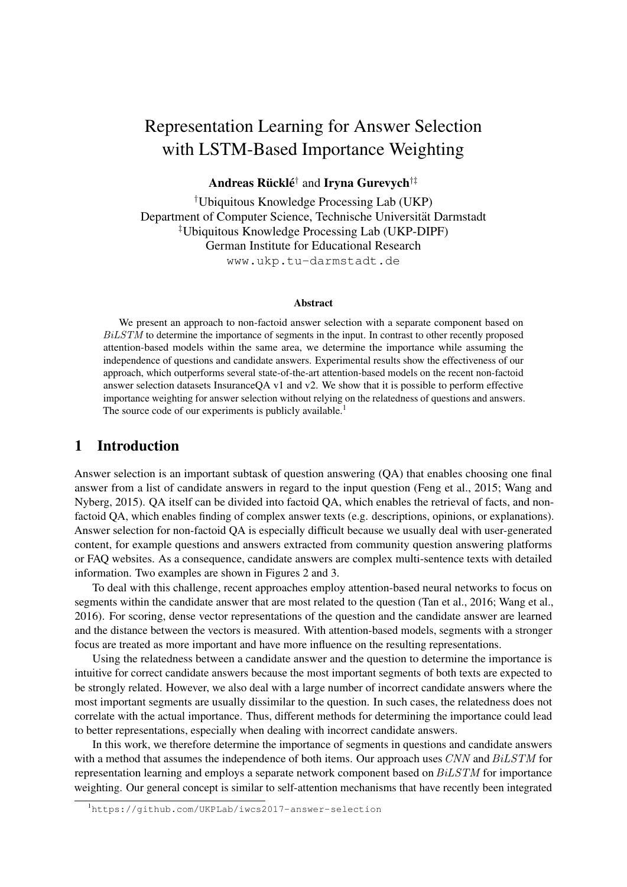# Representation Learning for Answer Selection with LSTM-Based Importance Weighting

**Andreas Rücklé**[†] and **Iryna Gurevych**[†‡]

[†]Ubiquitous Knowledge Processing Lab (UKP)
Department of Computer Science, Technische Universität Darmstadt
[‡]Ubiquitous Knowledge Processing Lab (UKP-DIPF)
German Institute for Educational Research
`www.ukp.tu-darmstadt.de`

### Abstract

We present an approach to non-factoid answer selection with a separate component based on $BiLSTM$ to determine the importance of segments in the input. In contrast to other recently proposed attention-based models within the same area, we determine the importance while assuming the independence of questions and candidate answers. Experimental results show the effectiveness of our approach, which outperforms several state-of-the-art attention-based models on the recent non-factoid answer selection datasets InsuranceQA v1 and v2. We show that it is possible to perform effective importance weighting for answer selection without relying on the relatedness of questions and answers. The source code of our experiments is publicly available.[1]

## 1 Introduction

Answer selection is an important subtask of question answering (QA) that enables choosing one final answer from a list of candidate answers in regard to the input question (Feng et al., 2015; Wang and Nyberg, 2015). QA itself can be divided into factoid QA, which enables the retrieval of facts, and non-factoid QA, which enables finding of complex answer texts (e.g. descriptions, opinions, or explanations). Answer selection for non-factoid QA is especially difficult because we usually deal with user-generated content, for example questions and answers extracted from community question answering platforms or FAQ websites. As a consequence, candidate answers are complex multi-sentence texts with detailed information. Two examples are shown in Figures 2 and 3.

To deal with this challenge, recent approaches employ attention-based neural networks to focus on segments within the candidate answer that are most related to the question (Tan et al., 2016; Wang et al., 2016). For scoring, dense vector representations of the question and the candidate answer are learned and the distance between the vectors is measured. With attention-based models, segments with a stronger focus are treated as more important and have more influence on the resulting representations.

Using the relatedness between a candidate answer and the question to determine the importance is intuitive for correct candidate answers because the most important segments of both texts are expected to be strongly related. However, we also deal with a large number of incorrect candidate answers where the most important segments are usually dissimilar to the question. In such cases, the relatedness does not correlate with the actual importance. Thus, different methods for determining the importance could lead to better representations, especially when dealing with incorrect candidate answers.

In this work, we therefore determine the importance of segments in questions and candidate answers with a method that assumes the independence of both items. Our approach uses $CNN$ and $BiLSTM$ for representation learning and employs a separate network component based on $BiLSTM$ for importance weighting. Our general concept is similar to self-attention mechanisms that have recently been integrated

[1] `https://github.com/UKPLab/iwcs2017-answer-selection`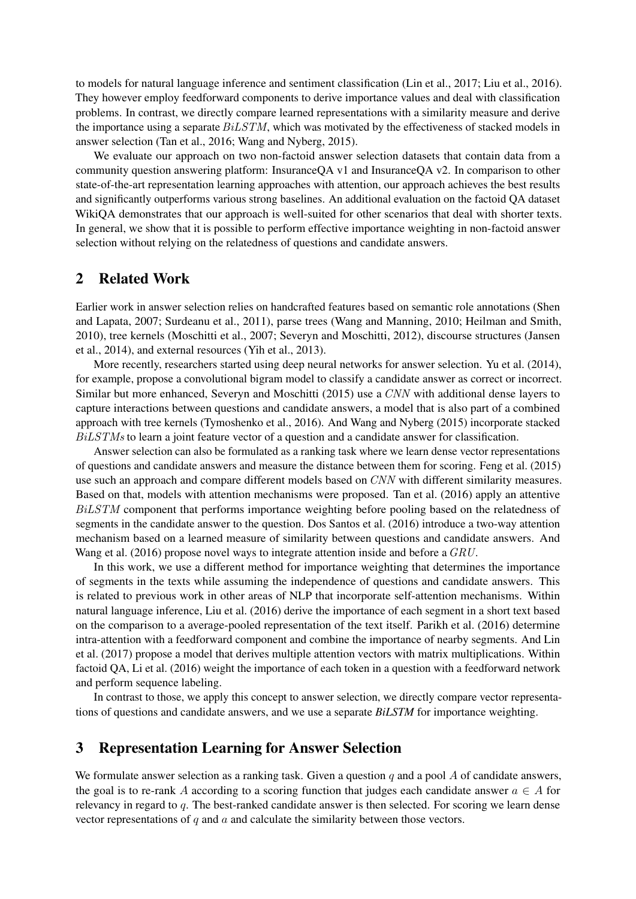to models for natural language inference and sentiment classification (Lin et al., 2017; Liu et al., 2016). They however employ feedforward components to derive importance values and deal with classification problems. In contrast, we directly compare learned representations with a similarity measure and derive the importance using a separate $BiLSTM$, which was motivated by the effectiveness of stacked models in answer selection (Tan et al., 2016; Wang and Nyberg, 2015).

We evaluate our approach on two non-factoid answer selection datasets that contain data from a community question answering platform: InsuranceQA v1 and InsuranceQA v2. In comparison to other state-of-the-art representation learning approaches with attention, our approach achieves the best results and significantly outperforms various strong baselines. An additional evaluation on the factoid QA dataset WikiQA demonstrates that our approach is well-suited for other scenarios that deal with shorter texts. In general, we show that it is possible to perform effective importance weighting in non-factoid answer selection without relying on the relatedness of questions and candidate answers.

## 2 Related Work

Earlier work in answer selection relies on handcrafted features based on semantic role annotations (Shen and Lapata, 2007; Surdeanu et al., 2011), parse trees (Wang and Manning, 2010; Heilman and Smith, 2010), tree kernels (Moschitti et al., 2007; Severyn and Moschitti, 2012), discourse structures (Jansen et al., 2014), and external resources (Yih et al., 2013).

More recently, researchers started using deep neural networks for answer selection. Yu et al. (2014), for example, propose a convolutional bigram model to classify a candidate answer as correct or incorrect. Similar but more enhanced, Severyn and Moschitti (2015) use a $CNN$ with additional dense layers to capture interactions between questions and candidate answers, a model that is also part of a combined approach with tree kernels (Tymoshenko et al., 2016). And Wang and Nyberg (2015) incorporate stacked $BiLSTMs$ to learn a joint feature vector of a question and a candidate answer for classification.

Answer selection can also be formulated as a ranking task where we learn dense vector representations of questions and candidate answers and measure the distance between them for scoring. Feng et al. (2015) use such an approach and compare different models based on $CNN$ with different similarity measures. Based on that, models with attention mechanisms were proposed. Tan et al. (2016) apply an attentive $BiLSTM$ component that performs importance weighting before pooling based on the relatedness of segments in the candidate answer to the question. Dos Santos et al. (2016) introduce a two-way attention mechanism based on a learned measure of similarity between questions and candidate answers. And Wang et al. (2016) propose novel ways to integrate attention inside and before a $GRU$.

In this work, we use a different method for importance weighting that determines the importance of segments in the texts while assuming the independence of questions and candidate answers. This is related to previous work in other areas of NLP that incorporate self-attention mechanisms. Within natural language inference, Liu et al. (2016) derive the importance of each segment in a short text based on the comparison to a average-pooled representation of the text itself. Parikh et al. (2016) determine intra-attention with a feedforward component and combine the importance of nearby segments. And Lin et al. (2017) propose a model that derives multiple attention vectors with matrix multiplications. Within factoid QA, Li et al. (2016) weight the importance of each token in a question with a feedforward network and perform sequence labeling.

In contrast to those, we apply this concept to answer selection, we directly compare vector representations of questions and candidate answers, and we use a separate ***BiLSTM*** for importance weighting.

## 3 Representation Learning for Answer Selection

We formulate answer selection as a ranking task. Given a question $q$ and a pool $A$ of candidate answers, the goal is to re-rank $A$ according to a scoring function that judges each candidate answer $a \in A$ for relevancy in regard to $q$. The best-ranked candidate answer is then selected. For scoring we learn dense vector representations of $q$ and $a$ and calculate the similarity between those vectors.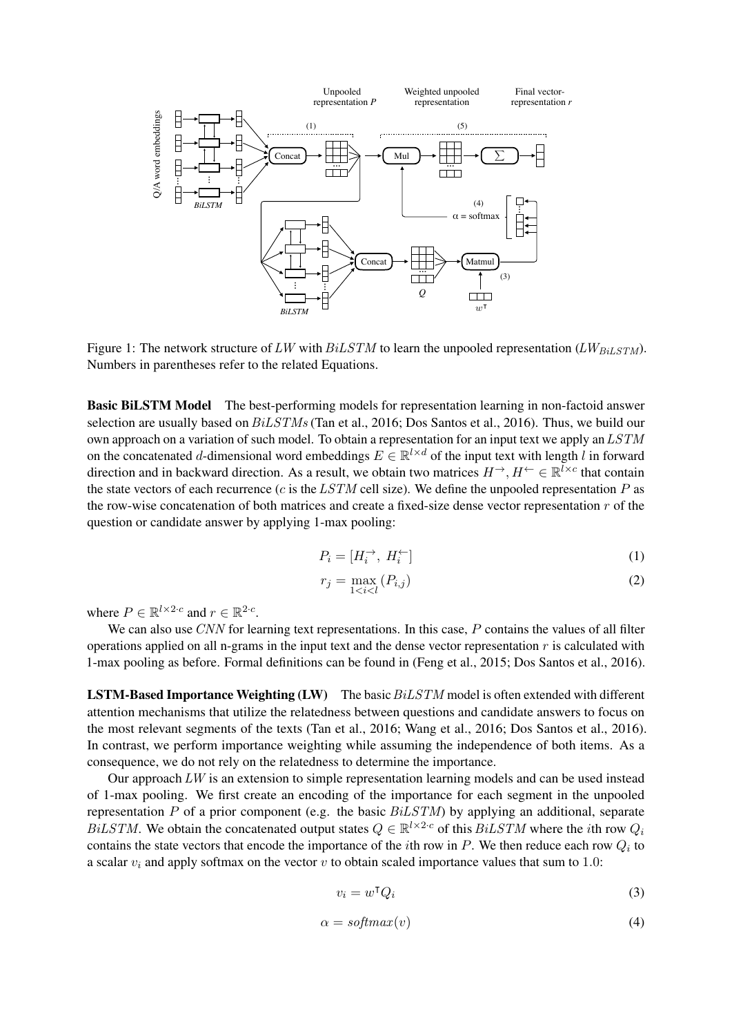Figure 1: The network structure of $LW$ with $BiLSTM$ to learn the unpooled representation ($LW_{BiLSTM}$). Numbers in parentheses refer to the related Equations.

**Basic BiLSTM Model** The best-performing models for representation learning in non-factoid answer selection are usually based on $BiLSTMs$ (Tan et al., 2016; Dos Santos et al., 2016). Thus, we build our own approach on a variation of such model. To obtain a representation for an input text we apply an $LSTM$ on the concatenated $d$-dimensional word embeddings $E \in \mathbb{R}^{l \times d}$ of the input text with length $l$ in forward direction and in backward direction. As a result, we obtain two matrices $H^{\rightarrow}, H^{\leftarrow} \in \mathbb{R}^{l \times c}$ that contain the state vectors of each recurrence ($c$ is the $LSTM$ cell size). We define the unpooled representation $P$ as the row-wise concatenation of both matrices and create a fixed-size dense vector representation $r$ of the question or candidate answer by applying 1-max pooling:

$$P_i = [H_i^{\rightarrow},\ H_i^{\leftarrow}] \tag{1}$$

$$r_j = \max_{1<i<l} (P_{i,j}) \tag{2}$$

where $P \in \mathbb{R}^{l \times 2 \cdot c}$ and $r \in \mathbb{R}^{2 \cdot c}$.

We can also use $CNN$ for learning text representations. In this case, $P$ contains the values of all filter operations applied on all n-grams in the input text and the dense vector representation $r$ is calculated with 1-max pooling as before. Formal definitions can be found in (Feng et al., 2015; Dos Santos et al., 2016).

**LSTM-Based Importance Weighting (LW)** The basic $BiLSTM$ model is often extended with different attention mechanisms that utilize the relatedness between questions and candidate answers to focus on the most relevant segments of the texts (Tan et al., 2016; Wang et al., 2016; Dos Santos et al., 2016). In contrast, we perform importance weighting while assuming the independence of both items. As a consequence, we do not rely on the relatedness to determine the importance.

Our approach $LW$ is an extension to simple representation learning models and can be used instead of 1-max pooling. We first create an encoding of the importance for each segment in the unpooled representation $P$ of a prior component (e.g. the basic $BiLSTM$) by applying an additional, separate $BiLSTM$. We obtain the concatenated output states $Q \in \mathbb{R}^{l \times 2 \cdot c}$ of this $BiLSTM$ where the $i$th row $Q_i$ contains the state vectors that encode the importance of the $i$th row in $P$. We then reduce each row $Q_i$ to a scalar $v_i$ and apply softmax on the vector $v$ to obtain scaled importance values that sum to $1.0$:

$$v_i = w^{\intercal} Q_i \tag{3}$$

$$\alpha = softmax(v) \tag{4}$$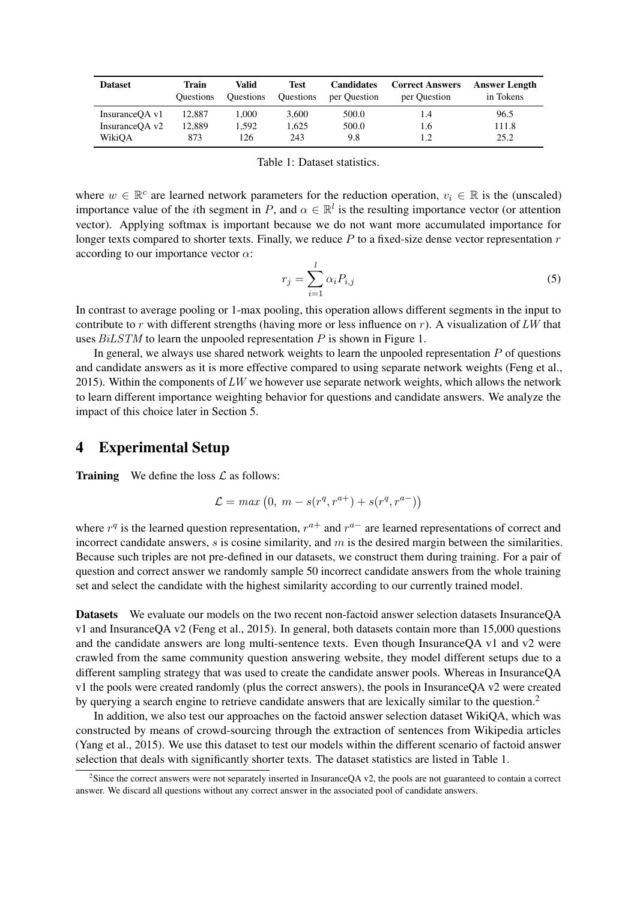| Dataset | Train Questions | Valid Questions | Test Questions | Candidates per Question | Correct Answers per Question | Answer Length in Tokens |
|---|---|---|---|---|---|---|
| InsuranceQA v1 | 12,887 | 1,000 | 3,600 | 500.0 | 1.4 | 96.5 |
| InsuranceQA v2 | 12,889 | 1,592 | 1,625 | 500.0 | 1.6 | 111.8 |
| WikiQA | 873 | 126 | 243 | 9.8 | 1.2 | 25.2 |

Table 1: Dataset statistics.

where $w \in \mathbb{R}^c$ are learned network parameters for the reduction operation, $v_i \in \mathbb{R}$ is the (unscaled) importance value of the $i$th segment in $P$, and $\alpha \in \mathbb{R}^l$ is the resulting importance vector (or attention vector). Applying softmax is important because we do not want more accumulated importance for longer texts compared to shorter texts. Finally, we reduce $P$ to a fixed-size dense vector representation $r$ according to our importance vector $\alpha$:

$$r_j = \sum_{i=1}^{l} \alpha_i P_{i,j} \tag{5}$$

In contrast to average pooling or 1-max pooling, this operation allows different segments in the input to contribute to $r$ with different strengths (having more or less influence on $r$). A visualization of $LW$ that uses $BiLSTM$ to learn the unpooled representation $P$ is shown in Figure 1.

In general, we always use shared network weights to learn the unpooled representation $P$ of questions and candidate answers as it is more effective compared to using separate network weights (Feng et al., 2015). Within the components of $LW$ we however use separate network weights, which allows the network to learn different importance weighting behavior for questions and candidate answers. We analyze the impact of this choice later in Section 5.

## 4 Experimental Setup

**Training** We define the loss $\mathcal{L}$ as follows:

$$\mathcal{L} = max\left(0,\ m - s(r^q, r^{a+}) + s(r^q, r^{a-})\right)$$

where $r^q$ is the learned question representation, $r^{a+}$ and $r^{a-}$ are learned representations of correct and incorrect candidate answers, $s$ is cosine similarity, and $m$ is the desired margin between the similarities. Because such triples are not pre-defined in our datasets, we construct them during training. For a pair of question and correct answer we randomly sample 50 incorrect candidate answers from the whole training set and select the candidate with the highest similarity according to our currently trained model.

**Datasets** We evaluate our models on the two recent non-factoid answer selection datasets InsuranceQA v1 and InsuranceQA v2 (Feng et al., 2015). In general, both datasets contain more than 15,000 questions and the candidate answers are long multi-sentence texts. Even though InsuranceQA v1 and v2 were crawled from the same community question answering website, they model different setups due to a different sampling strategy that was used to create the candidate answer pools. Whereas in InsuranceQA v1 the pools were created randomly (plus the correct answers), the pools in InsuranceQA v2 were created by querying a search engine to retrieve candidate answers that are lexically similar to the question.[2]

In addition, we also test our approaches on the factoid answer selection dataset WikiQA, which was constructed by means of crowd-sourcing through the extraction of sentences from Wikipedia articles (Yang et al., 2015). We use this dataset to test our models within the different scenario of factoid answer selection that deals with significantly shorter texts. The dataset statistics are listed in Table 1.

[2] Since the correct answers were not separately inserted in InsuranceQA v2, the pools are not guaranteed to contain a correct answer. We discard all questions without any correct answer in the associated pool of candidate answers.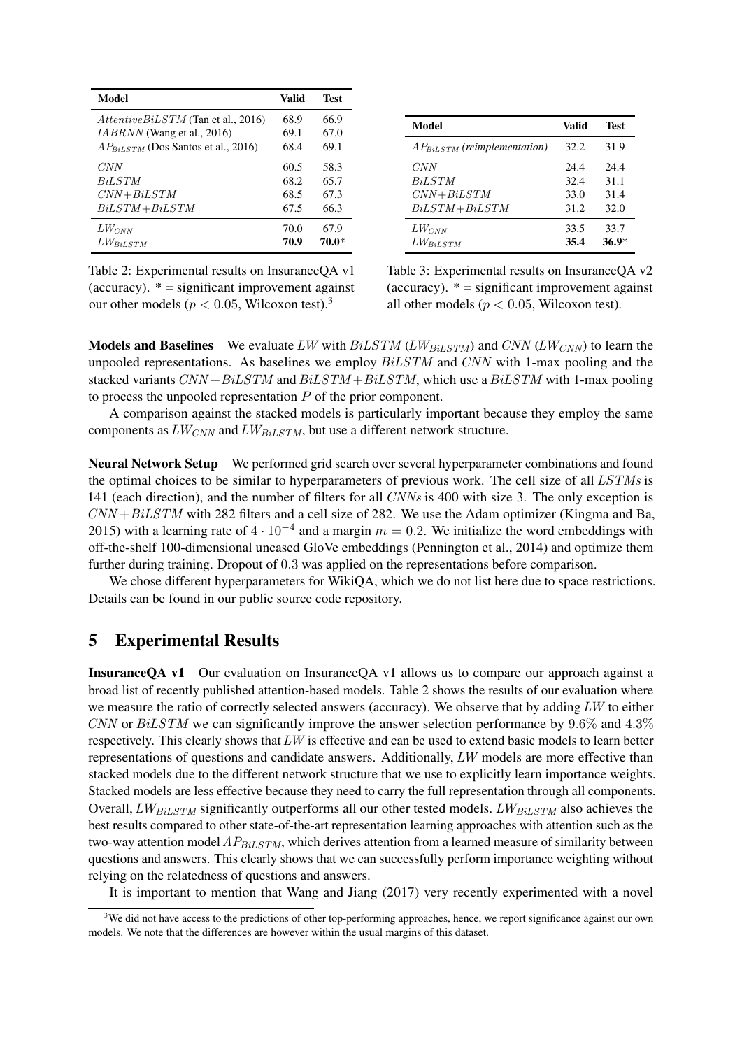| Model | Valid | Test |
|---|---|---|
| $AttentiveBiLSTM$ (Tan et al., 2016) | 68.9 | 66,9 |
| $IABRNN$ (Wang et al., 2016) | 69.1 | 67.0 |
| $AP_{BiLSTM}$ (Dos Santos et al., 2016) | 68.4 | 69.1 |
| $CNN$ | 60.5 | 58.3 |
| $BiLSTM$ | 68.2 | 65.7 |
| $CNN+BiLSTM$ | 68.5 | 67.3 |
| $BiLSTM+BiLSTM$ | 67.5 | 66.3 |
| $LW_{CNN}$ | 70.0 | 67.9 |
| $LW_{BiLSTM}$ | **70.9** | **70.0***|

Table 2: Experimental results on InsuranceQA v1 (accuracy). * = significant improvement against our other models ($p < 0.05$, Wilcoxon test).[3]

| Model | Valid | Test |
|---|---|---|
| $AP_{BiLSTM}$ *(reimplementation)* | 32.2 | 31.9 |
| $CNN$ | 24.4 | 24.4 |
| $BiLSTM$ | 32.4 | 31.1 |
| $CNN+BiLSTM$ | 33.0 | 31.4 |
| $BiLSTM+BiLSTM$ | 31.2 | 32.0 |
| $LW_{CNN}$ | 33.5 | 33.7 |
| $LW_{BiLSTM}$ | **35.4** | **36.9***|

Table 3: Experimental results on InsuranceQA v2 (accuracy). * = significant improvement against all other models ($p < 0.05$, Wilcoxon test).

**Models and Baselines** We evaluate $LW$ with $BiLSTM$ ($LW_{BiLSTM}$) and $CNN$ ($LW_{CNN}$) to learn the unpooled representations. As baselines we employ $BiLSTM$ and $CNN$ with 1-max pooling and the stacked variants $CNN+BiLSTM$ and $BiLSTM+BiLSTM$, which use a $BiLSTM$ with 1-max pooling to process the unpooled representation $P$ of the prior component.

A comparison against the stacked models is particularly important because they employ the same components as $LW_{CNN}$ and $LW_{BiLSTM}$, but use a different network structure.

**Neural Network Setup** We performed grid search over several hyperparameter combinations and found the optimal choices to be similar to hyperparameters of previous work. The cell size of all $LSTMs$ is 141 (each direction), and the number of filters for all $CNNs$ is 400 with size 3. The only exception is $CNN+BiLSTM$ with 282 filters and a cell size of 282. We use the Adam optimizer (Kingma and Ba, 2015) with a learning rate of $4 \cdot 10^{-4}$ and a margin $m = 0.2$. We initialize the word embeddings with off-the-shelf 100-dimensional uncased GloVe embeddings (Pennington et al., 2014) and optimize them further during training. Dropout of $0.3$ was applied on the representations before comparison.

We chose different hyperparameters for WikiQA, which we do not list here due to space restrictions. Details can be found in our public source code repository.

## 5 Experimental Results

**InsuranceQA v1** Our evaluation on InsuranceQA v1 allows us to compare our approach against a broad list of recently published attention-based models. Table 2 shows the results of our evaluation where we measure the ratio of correctly selected answers (accuracy). We observe that by adding $LW$ to either $CNN$ or $BiLSTM$ we can significantly improve the answer selection performance by $9.6\%$ and $4.3\%$ respectively. This clearly shows that $LW$ is effective and can be used to extend basic models to learn better representations of questions and candidate answers. Additionally, $LW$ models are more effective than stacked models due to the different network structure that we use to explicitly learn importance weights. Stacked models are less effective because they need to carry the full representation through all components. Overall, $LW_{BiLSTM}$ significantly outperforms all our other tested models. $LW_{BiLSTM}$ also achieves the best results compared to other state-of-the-art representation learning approaches with attention such as the two-way attention model $AP_{BiLSTM}$, which derives attention from a learned measure of similarity between questions and answers. This clearly shows that we can successfully perform importance weighting without relying on the relatedness of questions and answers.

It is important to mention that Wang and Jiang (2017) very recently experimented with a novel

[3] We did not have access to the predictions of other top-performing approaches, hence, we report significance against our own models. We note that the differences are however within the usual margins of this dataset.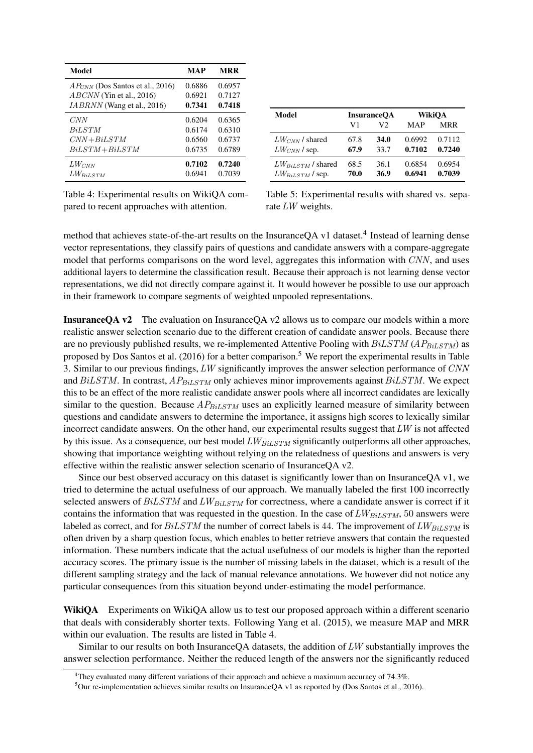| Model | MAP | MRR |
|---|---|---|
| $AP_{CNN}$ (Dos Santos et al., 2016) | 0.6886 | 0.6957 |
| $ABCNN$ (Yin et al., 2016) | 0.6921 | 0.7127 |
| $IABRNN$ (Wang et al., 2016) | **0.7341** | **0.7418** |
| $CNN$ | 0.6204 | 0.6365 |
| $BiLSTM$ | 0.6174 | 0.6310 |
| $CNN+BiLSTM$ | 0.6560 | 0.6737 |
| $BiLSTM+BiLSTM$ | 0.6735 | 0.6789 |
| $LW_{CNN}$ | **0.7102** | **0.7240** |
| $LW_{BiLSTM}$ | 0.6941 | 0.7039 |

Table 4: Experimental results on WikiQA compared to recent approaches with attention.

| Model | InsuranceQA | | WikiQA | |
|---|---|---|---|---|
| | V1 | V2 | MAP | MRR |
| $LW_{CNN}$ / shared | 67.8 | **34.0** | 0.6992 | 0.7112 |
| $LW_{CNN}$ / sep. | **67.9** | 33.7 | **0.7102** | **0.7240** |
| $LW_{BiLSTM}$ / shared | 68.5 | 36.1 | 0.6854 | 0.6954 |
| $LW_{BiLSTM}$ / sep. | **70.0** | **36.9** | **0.6941** | **0.7039** |

Table 5: Experimental results with shared vs. separate $LW$ weights.

method that achieves state-of-the-art results on the InsuranceQA v1 dataset.[4] Instead of learning dense vector representations, they classify pairs of questions and candidate answers with a compare-aggregate model that performs comparisons on the word level, aggregates this information with $CNN$, and uses additional layers to determine the classification result. Because their approach is not learning dense vector representations, we did not directly compare against it. It would however be possible to use our approach in their framework to compare segments of weighted unpooled representations.

**InsuranceQA v2** The evaluation on InsuranceQA v2 allows us to compare our models within a more realistic answer selection scenario due to the different creation of candidate answer pools. Because there are no previously published results, we re-implemented Attentive Pooling with $BiLSTM$ ($AP_{BiLSTM}$) as proposed by Dos Santos et al. (2016) for a better comparison.[5] We report the experimental results in Table 3. Similar to our previous findings, $LW$ significantly improves the answer selection performance of $CNN$ and $BiLSTM$. In contrast, $AP_{BiLSTM}$ only achieves minor improvements against $BiLSTM$. We expect this to be an effect of the more realistic candidate answer pools where all incorrect candidates are lexically similar to the question. Because $AP_{BiLSTM}$ uses an explicitly learned measure of similarity between questions and candidate answers to determine the importance, it assigns high scores to lexically similar incorrect candidate answers. On the other hand, our experimental results suggest that $LW$ is not affected by this issue. As a consequence, our best model $LW_{BiLSTM}$ significantly outperforms all other approaches, showing that importance weighting without relying on the relatedness of questions and answers is very effective within the realistic answer selection scenario of InsuranceQA v2.

Since our best observed accuracy on this dataset is significantly lower than on InsuranceQA v1, we tried to determine the actual usefulness of our approach. We manually labeled the first 100 incorrectly selected answers of $BiLSTM$ and $LW_{BiLSTM}$ for correctness, where a candidate answer is correct if it contains the information that was requested in the question. In the case of $LW_{BiLSTM}$, 50 answers were labeled as correct, and for $BiLSTM$ the number of correct labels is 44. The improvement of $LW_{BiLSTM}$ is often driven by a sharp question focus, which enables to better retrieve answers that contain the requested information. These numbers indicate that the actual usefulness of our models is higher than the reported accuracy scores. The primary issue is the number of missing labels in the dataset, which is a result of the different sampling strategy and the lack of manual relevance annotations. We however did not notice any particular consequences from this situation beyond under-estimating the model performance.

**WikiQA** Experiments on WikiQA allow us to test our proposed approach within a different scenario that deals with considerably shorter texts. Following Yang et al. (2015), we measure MAP and MRR within our evaluation. The results are listed in Table 4.

Similar to our results on both InsuranceQA datasets, the addition of $LW$ substantially improves the answer selection performance. Neither the reduced length of the answers nor the significantly reduced

[4] They evaluated many different variations of their approach and achieve a maximum accuracy of 74.3%.

[5] Our re-implementation achieves similar results on InsuranceQA v1 as reported by (Dos Santos et al., 2016).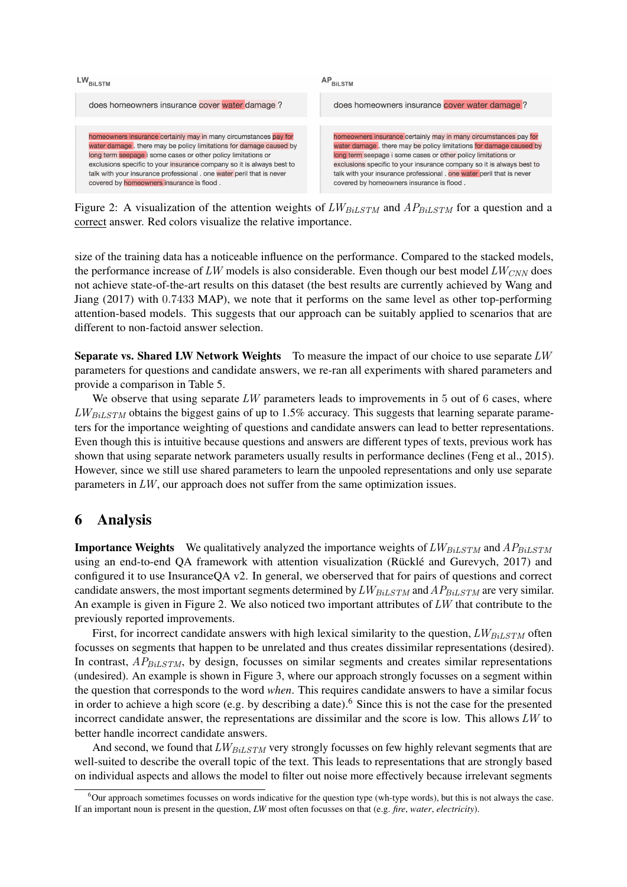$LW_{BiLSTM}$

does homeowners insurance cover water damage ?

homeowners insurance certainly may in many circumstances pay for water damage . there may be policy limitations for damage caused by long term seepage i some cases or other policy limitations or exclusions specific to your insurance company so it is always best to talk with your insurance professional . one water peril that is never covered by homeowners insurance is flood .

$AP_{BiLSTM}$

does homeowners insurance cover water damage ?

homeowners insurance certainly may in many circumstances pay for water damage . there may be policy limitations for damage caused by long term seepage i some cases or other policy limitations or exclusions specific to your insurance company so it is always best to talk with your insurance professional . one water peril that is never covered by homeowners insurance is flood .

Figure 2: A visualization of the attention weights of $LW_{BiLSTM}$ and $AP_{BiLSTM}$ for a question and a correct answer. Red colors visualize the relative importance.

size of the training data has a noticeable influence on the performance. Compared to the stacked models, the performance increase of $LW$ models is also considerable. Even though our best model $LW_{CNN}$ does not achieve state-of-the-art results on this dataset (the best results are currently achieved by Wang and Jiang (2017) with 0.7433 MAP), we note that it performs on the same level as other top-performing attention-based models. This suggests that our approach can be suitably applied to scenarios that are different to non-factoid answer selection.

**Separate vs. Shared LW Network Weights** To measure the impact of our choice to use separate $LW$ parameters for questions and candidate answers, we re-ran all experiments with shared parameters and provide a comparison in Table 5.

We observe that using separate $LW$ parameters leads to improvements in 5 out of 6 cases, where $LW_{BiLSTM}$ obtains the biggest gains of up to 1.5% accuracy. This suggests that learning separate parameters for the importance weighting of questions and candidate answers can lead to better representations. Even though this is intuitive because questions and answers are different types of texts, previous work has shown that using separate network parameters usually results in performance declines (Feng et al., 2015). However, since we still use shared parameters to learn the unpooled representations and only use separate parameters in $LW$, our approach does not suffer from the same optimization issues.

## 6 Analysis

**Importance Weights** We qualitatively analyzed the importance weights of $LW_{BiLSTM}$ and $AP_{BiLSTM}$ using an end-to-end QA framework with attention visualization (Rücklé and Gurevych, 2017) and configured it to use InsuranceQA v2. In general, we oberserved that for pairs of questions and correct candidate answers, the most important segments determined by $LW_{BiLSTM}$ and $AP_{BiLSTM}$ are very similar. An example is given in Figure 2. We also noticed two important attributes of $LW$ that contribute to the previously reported improvements.

First, for incorrect candidate answers with high lexical similarity to the question, $LW_{BiLSTM}$ often focusses on segments that happen to be unrelated and thus creates dissimilar representations (desired). In contrast, $AP_{BiLSTM}$, by design, focusses on similar segments and creates similar representations (undesired). An example is shown in Figure 3, where our approach strongly focusses on a segment within the question that corresponds to the word *when*. This requires candidate answers to have a similar focus in order to achieve a high score (e.g. by describing a date).[6] Since this is not the case for the presented incorrect candidate answer, the representations are dissimilar and the score is low. This allows $LW$ to better handle incorrect candidate answers.

And second, we found that $LW_{BiLSTM}$ very strongly focusses on few highly relevant segments that are well-suited to describe the overall topic of the text. This leads to representations that are strongly based on individual aspects and allows the model to filter out noise more effectively because irrelevant segments

[6] Our approach sometimes focusses on words indicative for the question type (wh-type words), but this is not always the case. If an important noun is present in the question, $LW$ most often focusses on that (e.g. *fire*, *water*, *electricity*).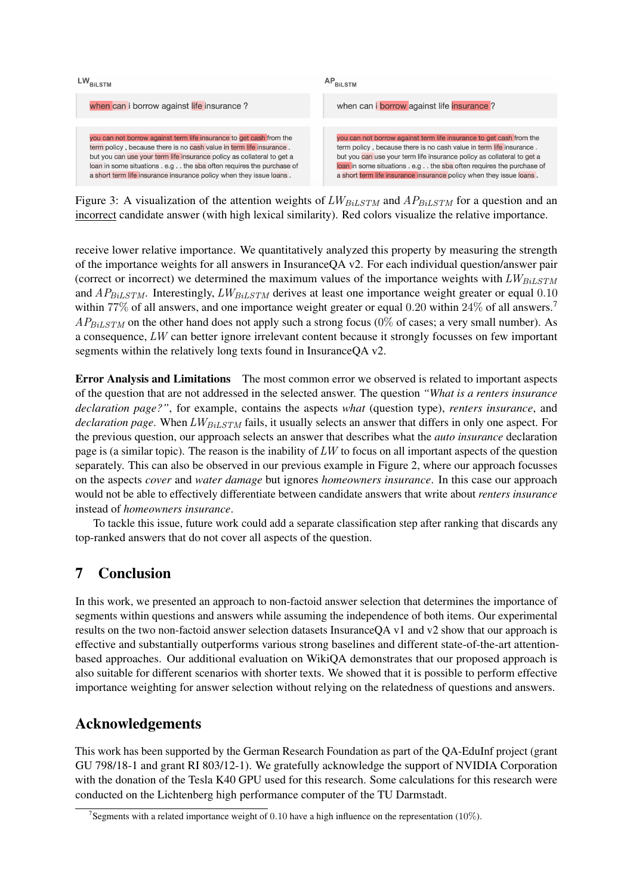$LW_{BiLSTM}$

when can i borrow against life insurance ?

you can not borrow against term life insurance to get cash from the term policy , because there is no cash value in term life insurance . but you can use your term life insurance policy as collateral to get a loan in some situations . e.g . . the sba often requires the purchase of a short term life insurance insurance policy when they issue loans .

$AP_{BiLSTM}$

when can i borrow against life insurance ?

you can not borrow against term life insurance to get cash from the term policy , because there is no cash value in term life insurance . but you can use your term life insurance policy as collateral to get a loan in some situations . e.g . . the sba often requires the purchase of a short term life insurance insurance policy when they issue loans .

Figure 3: A visualization of the attention weights of $LW_{BiLSTM}$ and $AP_{BiLSTM}$ for a question and an incorrect candidate answer (with high lexical similarity). Red colors visualize the relative importance.

receive lower relative importance. We quantitatively analyzed this property by measuring the strength of the importance weights for all answers in InsuranceQA v2. For each individual question/answer pair (correct or incorrect) we determined the maximum values of the importance weights with $LW_{BiLSTM}$ and $AP_{BiLSTM}$. Interestingly, $LW_{BiLSTM}$ derives at least one importance weight greater or equal $0.10$ within $77\%$ of all answers, and one importance weight greater or equal $0.20$ within $24\%$ of all answers.[7] $AP_{BiLSTM}$ on the other hand does not apply such a strong focus ($0\%$ of cases; a very small number). As a consequence, $LW$ can better ignore irrelevant content because it strongly focusses on few important segments within the relatively long texts found in InsuranceQA v2.

**Error Analysis and Limitations** The most common error we observed is related to important aspects of the question that are not addressed in the selected answer. The question *"What is a renters insurance declaration page?"*, for example, contains the aspects *what* (question type), *renters insurance*, and *declaration page*. When $LW_{BiLSTM}$ fails, it usually selects an answer that differs in only one aspect. For the previous question, our approach selects an answer that describes what the *auto insurance* declaration page is (a similar topic). The reason is the inability of $LW$ to focus on all important aspects of the question separately. This can also be observed in our previous example in Figure 2, where our approach focusses on the aspects *cover* and *water damage* but ignores *homeowners insurance*. In this case our approach would not be able to effectively differentiate between candidate answers that write about *renters insurance* instead of *homeowners insurance*.

To tackle this issue, future work could add a separate classification step after ranking that discards any top-ranked answers that do not cover all aspects of the question.

## 7 Conclusion

In this work, we presented an approach to non-factoid answer selection that determines the importance of segments within questions and answers while assuming the independence of both items. Our experimental results on the two non-factoid answer selection datasets InsuranceQA v1 and v2 show that our approach is effective and substantially outperforms various strong baselines and different state-of-the-art attention-based approaches. Our additional evaluation on WikiQA demonstrates that our proposed approach is also suitable for different scenarios with shorter texts. We showed that it is possible to perform effective importance weighting for answer selection without relying on the relatedness of questions and answers.

## Acknowledgements

This work has been supported by the German Research Foundation as part of the QA-EduInf project (grant GU 798/18-1 and grant RI 803/12-1). We gratefully acknowledge the support of NVIDIA Corporation with the donation of the Tesla K40 GPU used for this research. Some calculations for this research were conducted on the Lichtenberg high performance computer of the TU Darmstadt.

[7] Segments with a related importance weight of $0.10$ have a high influence on the representation ($10\%$).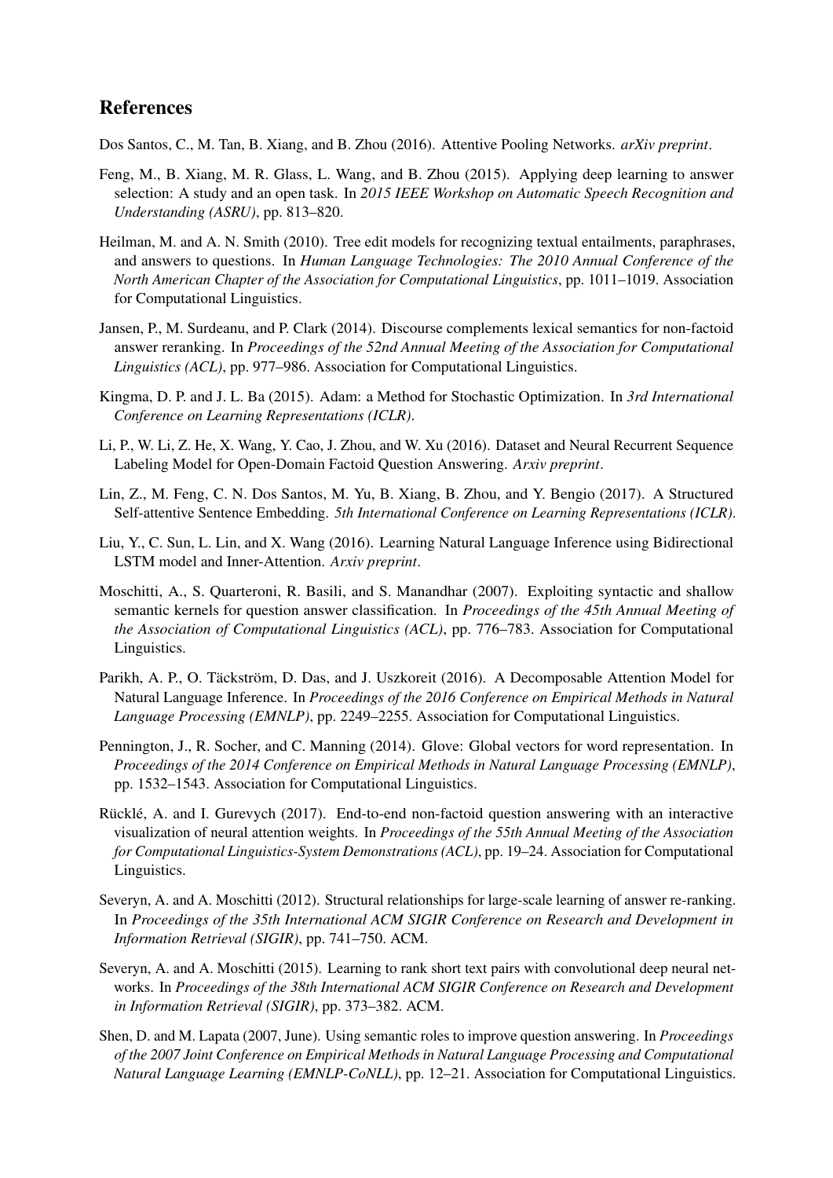## References

Dos Santos, C., M. Tan, B. Xiang, and B. Zhou (2016). Attentive Pooling Networks. *arXiv preprint*.

Feng, M., B. Xiang, M. R. Glass, L. Wang, and B. Zhou (2015). Applying deep learning to answer selection: A study and an open task. In *2015 IEEE Workshop on Automatic Speech Recognition and Understanding (ASRU)*, pp. 813–820.

Heilman, M. and A. N. Smith (2010). Tree edit models for recognizing textual entailments, paraphrases, and answers to questions. In *Human Language Technologies: The 2010 Annual Conference of the North American Chapter of the Association for Computational Linguistics*, pp. 1011–1019. Association for Computational Linguistics.

Jansen, P., M. Surdeanu, and P. Clark (2014). Discourse complements lexical semantics for non-factoid answer reranking. In *Proceedings of the 52nd Annual Meeting of the Association for Computational Linguistics (ACL)*, pp. 977–986. Association for Computational Linguistics.

Kingma, D. P. and J. L. Ba (2015). Adam: a Method for Stochastic Optimization. In *3rd International Conference on Learning Representations (ICLR)*.

Li, P., W. Li, Z. He, X. Wang, Y. Cao, J. Zhou, and W. Xu (2016). Dataset and Neural Recurrent Sequence Labeling Model for Open-Domain Factoid Question Answering. *Arxiv preprint*.

Lin, Z., M. Feng, C. N. Dos Santos, M. Yu, B. Xiang, B. Zhou, and Y. Bengio (2017). A Structured Self-attentive Sentence Embedding. *5th International Conference on Learning Representations (ICLR)*.

Liu, Y., C. Sun, L. Lin, and X. Wang (2016). Learning Natural Language Inference using Bidirectional LSTM model and Inner-Attention. *Arxiv preprint*.

Moschitti, A., S. Quarteroni, R. Basili, and S. Manandhar (2007). Exploiting syntactic and shallow semantic kernels for question answer classification. In *Proceedings of the 45th Annual Meeting of the Association of Computational Linguistics (ACL)*, pp. 776–783. Association for Computational Linguistics.

Parikh, A. P., O. Täckström, D. Das, and J. Uszkoreit (2016). A Decomposable Attention Model for Natural Language Inference. In *Proceedings of the 2016 Conference on Empirical Methods in Natural Language Processing (EMNLP)*, pp. 2249–2255. Association for Computational Linguistics.

Pennington, J., R. Socher, and C. Manning (2014). Glove: Global vectors for word representation. In *Proceedings of the 2014 Conference on Empirical Methods in Natural Language Processing (EMNLP)*, pp. 1532–1543. Association for Computational Linguistics.

Rücklé, A. and I. Gurevych (2017). End-to-end non-factoid question answering with an interactive visualization of neural attention weights. In *Proceedings of the 55th Annual Meeting of the Association for Computational Linguistics-System Demonstrations (ACL)*, pp. 19–24. Association for Computational Linguistics.

Severyn, A. and A. Moschitti (2012). Structural relationships for large-scale learning of answer re-ranking. In *Proceedings of the 35th International ACM SIGIR Conference on Research and Development in Information Retrieval (SIGIR)*, pp. 741–750. ACM.

Severyn, A. and A. Moschitti (2015). Learning to rank short text pairs with convolutional deep neural networks. In *Proceedings of the 38th International ACM SIGIR Conference on Research and Development in Information Retrieval (SIGIR)*, pp. 373–382. ACM.

Shen, D. and M. Lapata (2007, June). Using semantic roles to improve question answering. In *Proceedings of the 2007 Joint Conference on Empirical Methods in Natural Language Processing and Computational Natural Language Learning (EMNLP-CoNLL)*, pp. 12–21. Association for Computational Linguistics.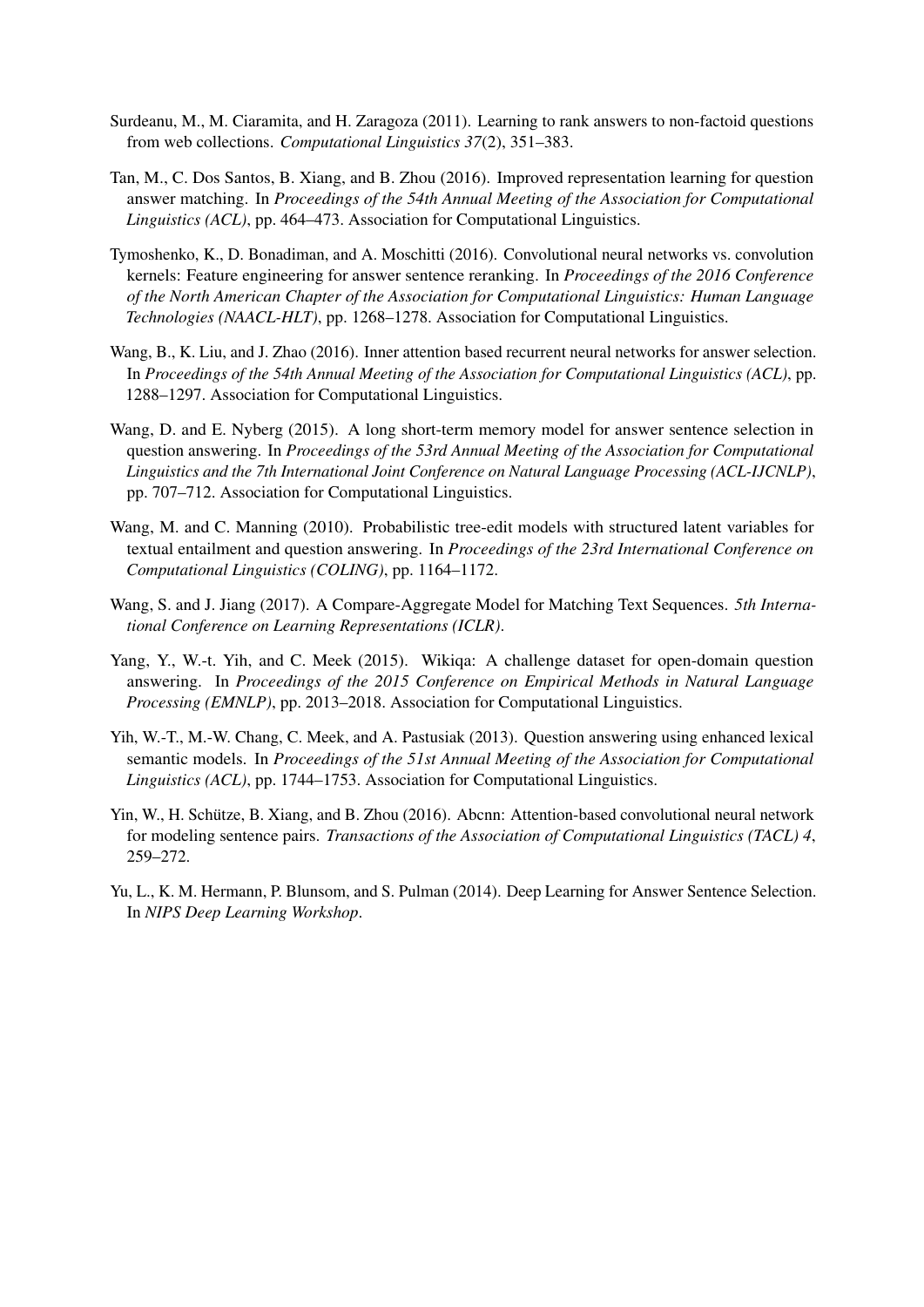Surdeanu, M., M. Ciaramita, and H. Zaragoza (2011). Learning to rank answers to non-factoid questions from web collections. *Computational Linguistics 37*(2), 351–383.

Tan, M., C. Dos Santos, B. Xiang, and B. Zhou (2016). Improved representation learning for question answer matching. In *Proceedings of the 54th Annual Meeting of the Association for Computational Linguistics (ACL)*, pp. 464–473. Association for Computational Linguistics.

Tymoshenko, K., D. Bonadiman, and A. Moschitti (2016). Convolutional neural networks vs. convolution kernels: Feature engineering for answer sentence reranking. In *Proceedings of the 2016 Conference of the North American Chapter of the Association for Computational Linguistics: Human Language Technologies (NAACL-HLT)*, pp. 1268–1278. Association for Computational Linguistics.

Wang, B., K. Liu, and J. Zhao (2016). Inner attention based recurrent neural networks for answer selection. In *Proceedings of the 54th Annual Meeting of the Association for Computational Linguistics (ACL)*, pp. 1288–1297. Association for Computational Linguistics.

Wang, D. and E. Nyberg (2015). A long short-term memory model for answer sentence selection in question answering. In *Proceedings of the 53rd Annual Meeting of the Association for Computational Linguistics and the 7th International Joint Conference on Natural Language Processing (ACL-IJCNLP)*, pp. 707–712. Association for Computational Linguistics.

Wang, M. and C. Manning (2010). Probabilistic tree-edit models with structured latent variables for textual entailment and question answering. In *Proceedings of the 23rd International Conference on Computational Linguistics (COLING)*, pp. 1164–1172.

Wang, S. and J. Jiang (2017). A Compare-Aggregate Model for Matching Text Sequences. *5th International Conference on Learning Representations (ICLR)*.

Yang, Y., W.-t. Yih, and C. Meek (2015). Wikiqa: A challenge dataset for open-domain question answering. In *Proceedings of the 2015 Conference on Empirical Methods in Natural Language Processing (EMNLP)*, pp. 2013–2018. Association for Computational Linguistics.

Yih, W.-T., M.-W. Chang, C. Meek, and A. Pastusiak (2013). Question answering using enhanced lexical semantic models. In *Proceedings of the 51st Annual Meeting of the Association for Computational Linguistics (ACL)*, pp. 1744–1753. Association for Computational Linguistics.

Yin, W., H. Schütze, B. Xiang, and B. Zhou (2016). Abcnn: Attention-based convolutional neural network for modeling sentence pairs. *Transactions of the Association of Computational Linguistics (TACL) 4*, 259–272.

Yu, L., K. M. Hermann, P. Blunsom, and S. Pulman (2014). Deep Learning for Answer Sentence Selection. In *NIPS Deep Learning Workshop*.